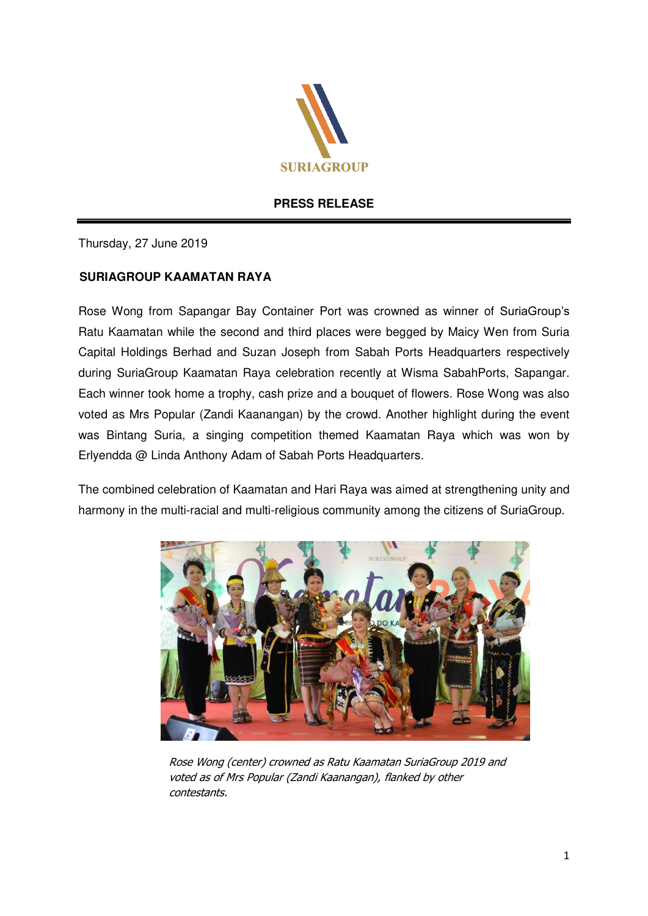SURIAGROUP

**PRESS RELEASE**

Thursday, 27 June 2019

## SURIAGROUP KAAMATAN RAYA

Rose Wong from Sapangar Bay Container Port was crowned as winner of SuriaGroup's Ratu Kaamatan while the second and third places were begged by Maicy Wen from Suria Capital Holdings Berhad and Suzan Joseph from Sabah Ports Headquarters respectively during SuriaGroup Kaamatan Raya celebration recently at Wisma SabahPorts, Sapangar. Each winner took home a trophy, cash prize and a bouquet of flowers. Rose Wong was also voted as Mrs Popular (Zandi Kaanangan) by the crowd. Another highlight during the event was Bintang Suria, a singing competition themed Kaamatan Raya which was won by Erlyendda @ Linda Anthony Adam of Sabah Ports Headquarters.

The combined celebration of Kaamatan and Hari Raya was aimed at strengthening unity and harmony in the multi-racial and multi-religious community among the citizens of SuriaGroup.

*Rose Wong (center) crowned as Ratu Kaamatan SuriaGroup 2019 and voted as of Mrs Popular (Zandi Kaanangan), flanked by other contestants.*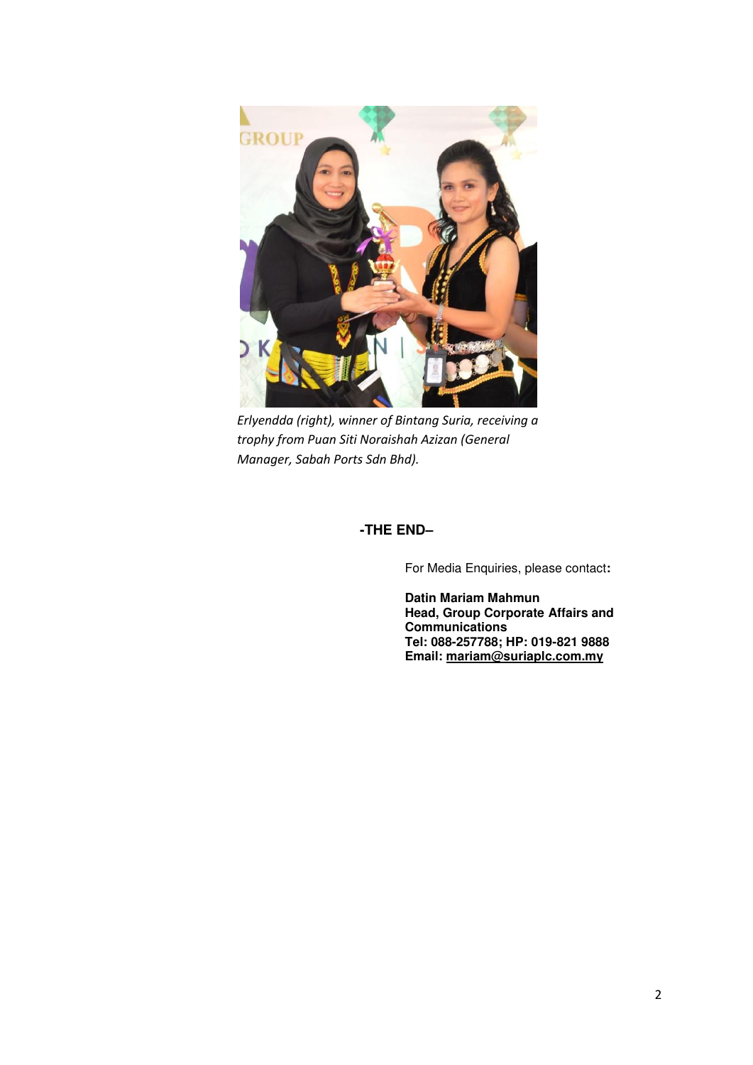*Erlyendda (right), winner of Bintang Suria, receiving a trophy from Puan Siti Noraishah Azizan (General Manager, Sabah Ports Sdn Bhd).*

**-THE END–**

For Media Enquiries, please contact**:**

**Datin Mariam Mahmun**
**Head, Group Corporate Affairs and Communications**
**Tel: 088-257788; HP: 019-821 9888**
**Email: mariam@suriaplc.com.my**